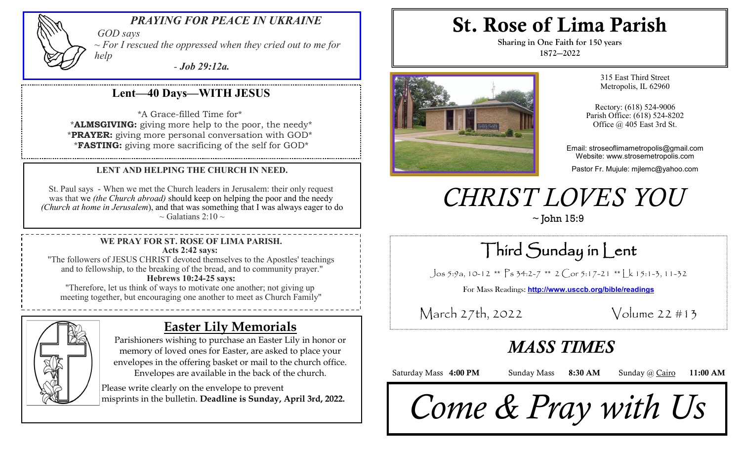## PRAYING FOR PEACE IN UKRAINE

*GOD says*

*~ For I rescued the oppressed when they cried out to me for help*

*- **Job 29:12a.***

## Lent—40 Days—WITH JESUS

*A Grace-filled Time for*

*\*ALMSGIVING:** giving more help to the poor, the needy*

*\*PRAYER:** giving more personal conversation with GOD*

*\*FASTING:** giving more sacrificing of the self for GOD*

### LENT AND HELPING THE CHURCH IN NEED.

St. Paul says - When we met the Church leaders in Jerusalem: their only request was that we *(the Church abroad)* should keep on helping the poor and the needy *(Church at home in Jerusalem)*, and that was something that I was always eager to do ~ Galatians 2:10 ~

### WE PRAY FOR ST. ROSE OF LIMA PARISH.

**Acts 2:42 says:**

"The followers of JESUS CHRIST devoted themselves to the Apostles' teachings and to fellowship, to the breaking of the bread, and to community prayer."

**Hebrews 10:24-25 says:**

"Therefore, let us think of ways to motivate one another; not giving up meeting together, but encouraging one another to meet as Church Family"

## Easter Lily Memorials

Parishioners wishing to purchase an Easter Lily in honor or memory of loved ones for Easter, are asked to place your envelopes in the offering basket or mail to the church office. Envelopes are available in the back of the church.

Please write clearly on the envelope to prevent misprints in the bulletin. **Deadline is Sunday, April 3rd, 2022.**

# St. Rose of Lima Parish

**Sharing in One Faith for 150 years**

**1872—2022**

315 East Third Street
Metropolis, IL 62960

Rectory: (618) 524-9006
Parish Office: (618) 524-8202
Office @ 405 East 3rd St.

Email: stroseoflimametropolis@gmail.com
Website: www.strosemetropolis.com

Pastor Fr. Mujule: mjlemc@yahoo.com

# *CHRIST LOVES YOU*

~ John 15:9

## Third Sunday in Lent

Jos 5:9a, 10-12 ** Ps 34:2-7 ** 2 Cor 5:17-21 ** Lk 15:1-3, 11-32

For Mass Readings: **http://www.usccb.org/bible/readings**

March 27th, 2022 Volume 22 #13

## *MASS TIMES*

Saturday Mass **4:00 PM** Sunday Mass **8:30 AM** Sunday @ Cairo **11:00 AM**

# *Come & Pray with Us*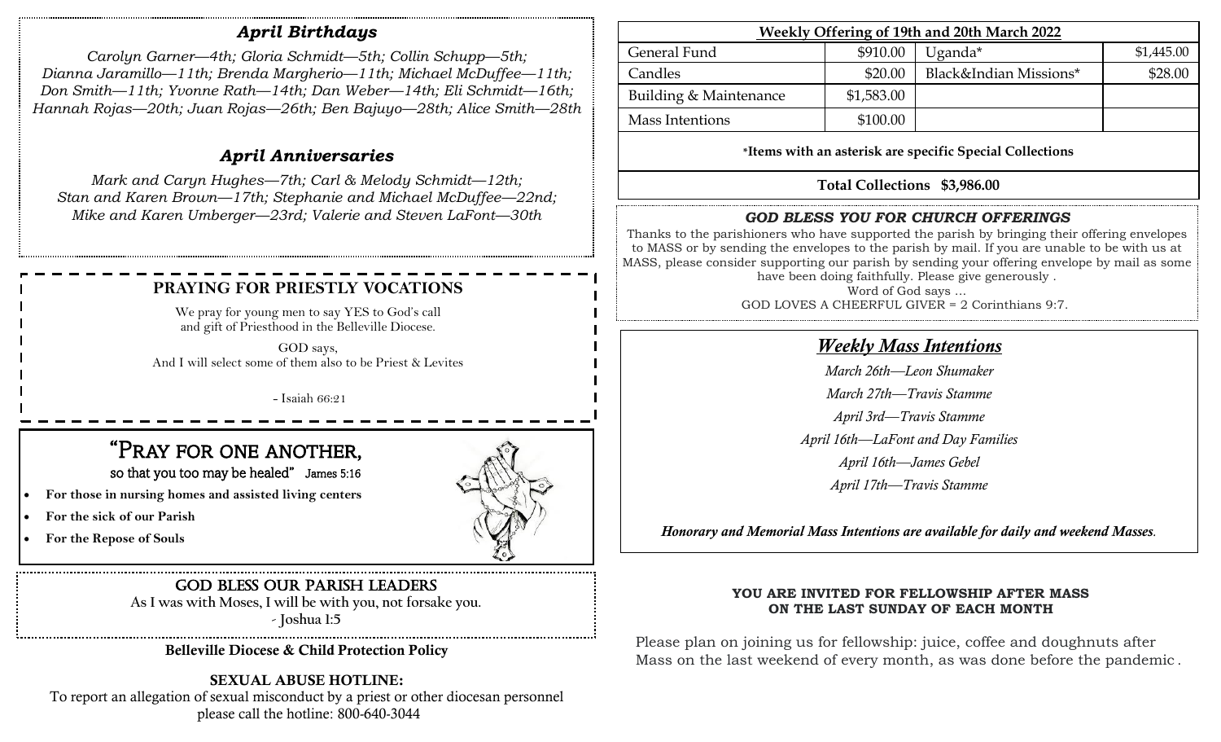## *April Birthdays*

*Carolyn Garner—4th; Gloria Schmidt—5th; Collin Schupp—5th; Dianna Jaramillo—11th; Brenda Margherio—11th; Michael McDuffee—11th; Don Smith—11th; Yvonne Rath—14th; Dan Weber—14th; Eli Schmidt—16th; Hannah Rojas—20th; Juan Rojas—26th; Ben Bajuyo—28th; Alice Smith—28th*

## *April Anniversaries*

*Mark and Caryn Hughes—7th; Carl & Melody Schmidt—12th; Stan and Karen Brown—17th; Stephanie and Michael McDuffee—22nd; Mike and Karen Umberger—23rd; Valerie and Steven LaFont—30th*

## PRAYING FOR PRIESTLY VOCATIONS

We pray for young men to say YES to God's call and gift of Priesthood in the Belleville Diocese.

GOD says,
And I will select some of them also to be Priest & Levites

- Isaiah 66:21

## "PRAY FOR ONE ANOTHER,

so that you too may be healed" James 5:16

- **For those in nursing homes and assisted living centers**
- **For the sick of our Parish**
- **For the Repose of Souls**

## GOD BLESS OUR PARISH LEADERS

As I was with Moses, I will be with you, not forsake you.
- Joshua 1:5

**Belleville Diocese & Child Protection Policy**

**SEXUAL ABUSE HOTLINE:**
To report an allegation of sexual misconduct by a priest or other diocesan personnel please call the hotline: 800-640-3044

| **Weekly Offering of 19th and 20th March 2022** | | | |
|---|---|---|---|
| General Fund | $910.00 | Uganda* | $1,445.00 |
| Candles | $20.00 | Black&Indian Missions* | $28.00 |
| Building & Maintenance | $1,583.00 | | |
| Mass Intentions | $100.00 | | |
| **\*Items with an asterisk are specific Special Collections** | | | |
| **Total Collections $3,986.00** | | | |

### *GOD BLESS YOU FOR CHURCH OFFERINGS*

Thanks to the parishioners who have supported the parish by bringing their offering envelopes to MASS or by sending the envelopes to the parish by mail. If you are unable to be with us at MASS, please consider supporting our parish by sending your offering envelope by mail as some have been doing faithfully. Please give generously .
Word of God says …
GOD LOVES A CHEERFUL GIVER = 2 Corinthians 9:7.

## *Weekly Mass Intentions*

*March 26th—Leon Shumaker*
*March 27th—Travis Stamme*
*April 3rd—Travis Stamme*
*April 16th—LaFont and Day Families*
*April 16th—James Gebel*
*April 17th—Travis Stamme*

***Honorary and Memorial Mass Intentions are available for daily and weekend Masses.***

**YOU ARE INVITED FOR FELLOWSHIP AFTER MASS ON THE LAST SUNDAY OF EACH MONTH**

Please plan on joining us for fellowship: juice, coffee and doughnuts after Mass on the last weekend of every month, as was done before the pandemic .